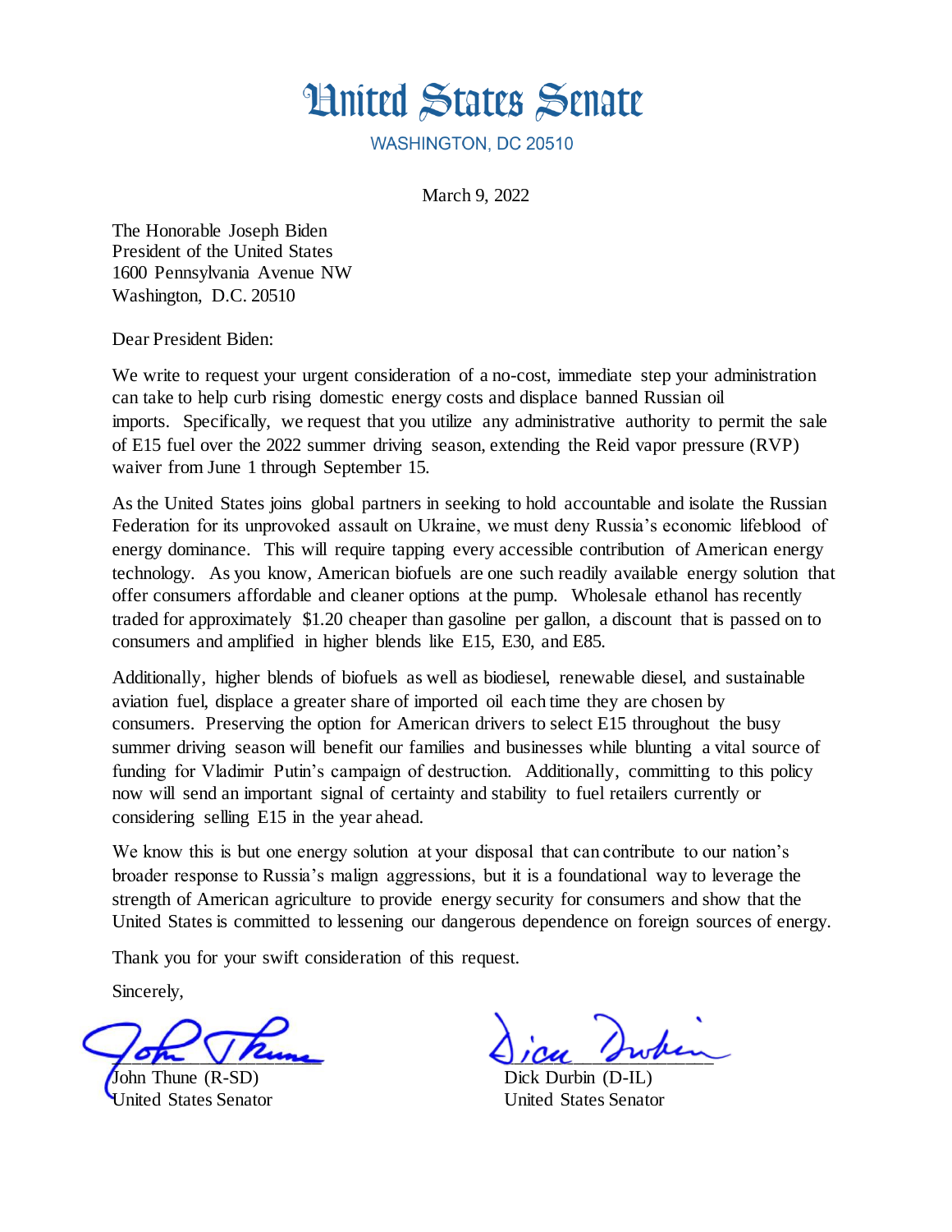# United States Senate

WASHINGTON, DC 20510

March 9, 2022

The Honorable Joseph Biden
President of the United States
1600 Pennsylvania Avenue NW
Washington, D.C. 20510

Dear President Biden:

We write to request your urgent consideration of a no-cost, immediate step your administration can take to help curb rising domestic energy costs and displace banned Russian oil imports. Specifically, we request that you utilize any administrative authority to permit the sale of E15 fuel over the 2022 summer driving season, extending the Reid vapor pressure (RVP) waiver from June 1 through September 15.

As the United States joins global partners in seeking to hold accountable and isolate the Russian Federation for its unprovoked assault on Ukraine, we must deny Russia's economic lifeblood of energy dominance. This will require tapping every accessible contribution of American energy technology. As you know, American biofuels are one such readily available energy solution that offer consumers affordable and cleaner options at the pump. Wholesale ethanol has recently traded for approximately $1.20 cheaper than gasoline per gallon, a discount that is passed on to consumers and amplified in higher blends like E15, E30, and E85.

Additionally, higher blends of biofuels as well as biodiesel, renewable diesel, and sustainable aviation fuel, displace a greater share of imported oil each time they are chosen by consumers. Preserving the option for American drivers to select E15 throughout the busy summer driving season will benefit our families and businesses while blunting a vital source of funding for Vladimir Putin's campaign of destruction. Additionally, committing to this policy now will send an important signal of certainty and stability to fuel retailers currently or considering selling E15 in the year ahead.

We know this is but one energy solution at your disposal that can contribute to our nation's broader response to Russia's malign aggressions, but it is a foundational way to leverage the strength of American agriculture to provide energy security for consumers and show that the United States is committed to lessening our dangerous dependence on foreign sources of energy.

Thank you for your swift consideration of this request.

Sincerely,

John Thune (R-SD)
United States Senator

Dick Durbin (D-IL)
United States Senator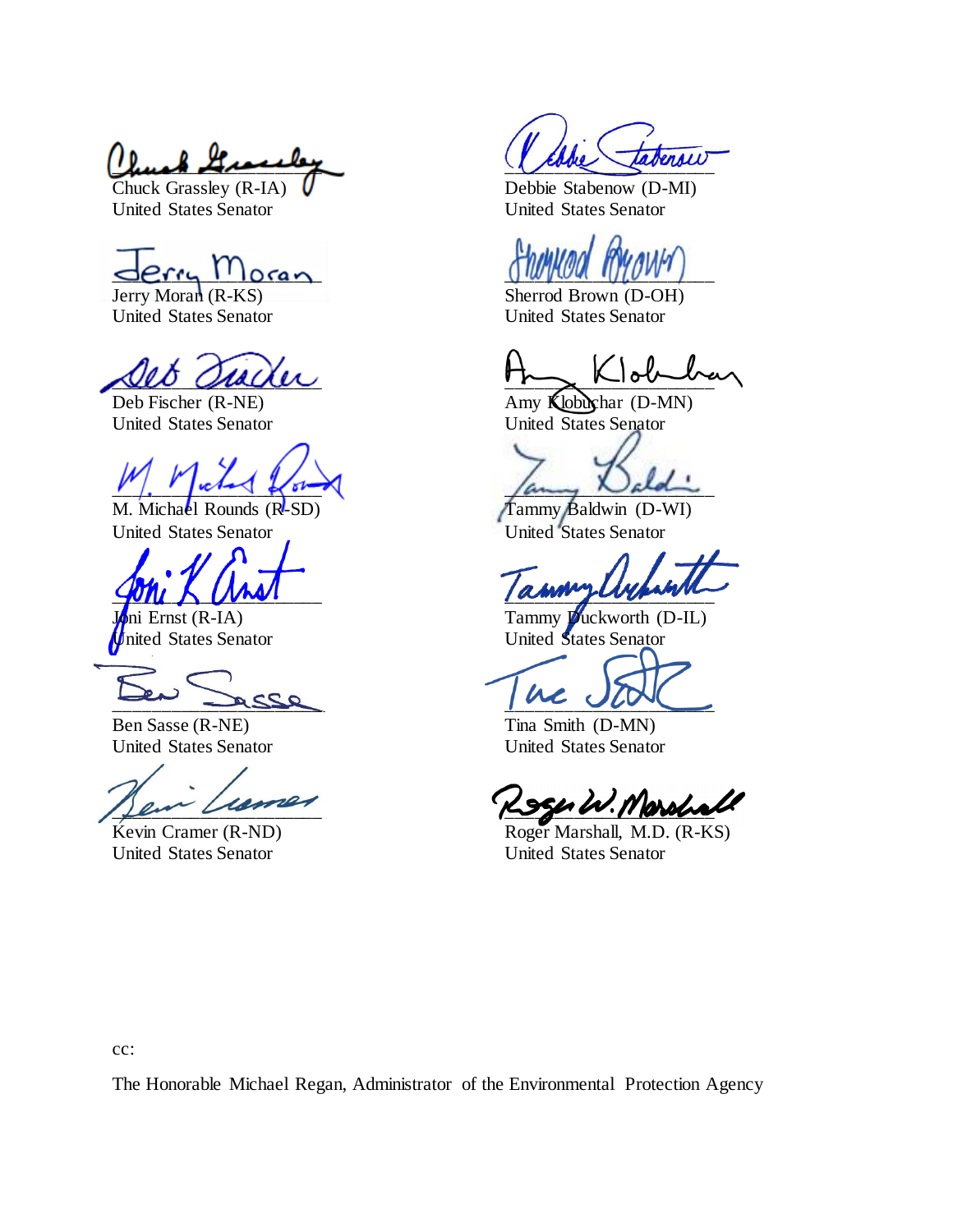Chuck Grassley (R-IA)
United States Senator

Jerry Moran (R-KS)
United States Senator

Deb Fischer (R-NE)
United States Senator

M. Michael Rounds (R-SD)
United States Senator

Joni Ernst (R-IA)
United States Senator

Ben Sasse (R-NE)
United States Senator

Kevin Cramer (R-ND)
United States Senator

Debbie Stabenow (D-MI)
United States Senator

Sherrod Brown (D-OH)
United States Senator

Amy Klobuchar (D-MN)
United States Senator

Tammy Baldwin (D-WI)
United States Senator

Tammy Duckworth (D-IL)
United States Senator

Tina Smith (D-MN)
United States Senator

Roger Marshall, M.D. (R-KS)
United States Senator

cc:

The Honorable Michael Regan, Administrator of the Environmental Protection Agency